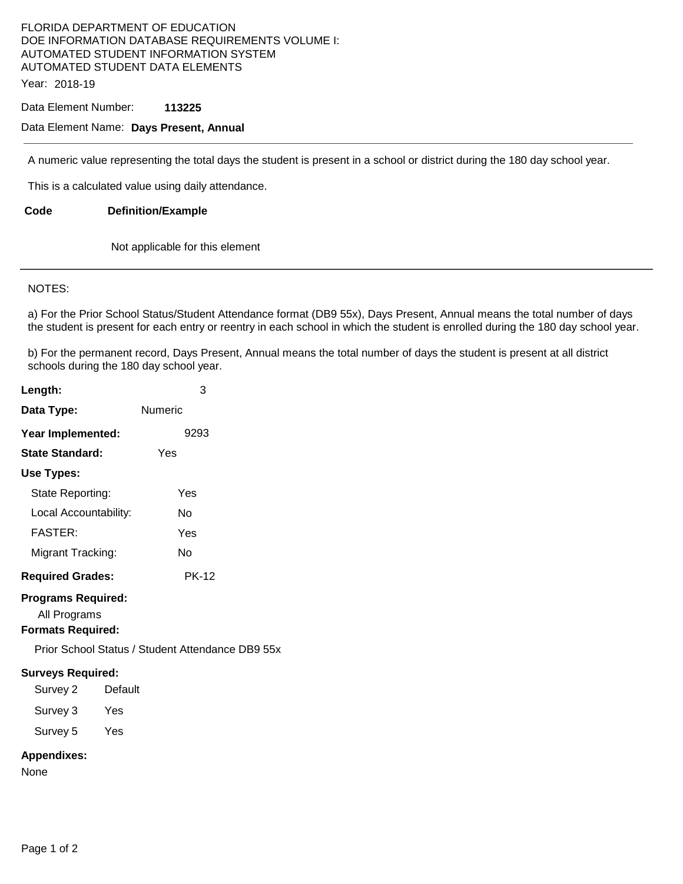FLORIDA DEPARTMENT OF EDUCATION
DOE INFORMATION DATABASE REQUIREMENTS VOLUME I:
AUTOMATED STUDENT INFORMATION SYSTEM
AUTOMATED STUDENT DATA ELEMENTS

Year: 2018-19

Data Element Number: **113225**

Data Element Name: **Days Present, Annual**

---

A numeric value representing the total days the student is present in a school or district during the 180 day school year.

This is a calculated value using daily attendance.

| **Code** | **Definition/Example** |
|---|---|
| | Not applicable for this element |

---

NOTES:

a) For the Prior School Status/Student Attendance format (DB9 55x), Days Present, Annual means the total number of days the student is present for each entry or reentry in each school in which the student is enrolled during the 180 day school year.

b) For the permanent record, Days Present, Annual means the total number of days the student is present at all district schools during the 180 day school year.

**Length:** 3

**Data Type:** Numeric

**Year Implemented:** 9293

**State Standard:** Yes

**Use Types:**

- State Reporting: Yes
- Local Accountability: No
- FASTER: Yes
- Migrant Tracking: No

**Required Grades:** PK-12

**Programs Required:**

All Programs

**Formats Required:**

Prior School Status / Student Attendance DB9 55x

**Surveys Required:**

| | |
|---|---|
| Survey 2 | Default |
| Survey 3 | Yes |
| Survey 5 | Yes |

**Appendixes:**

None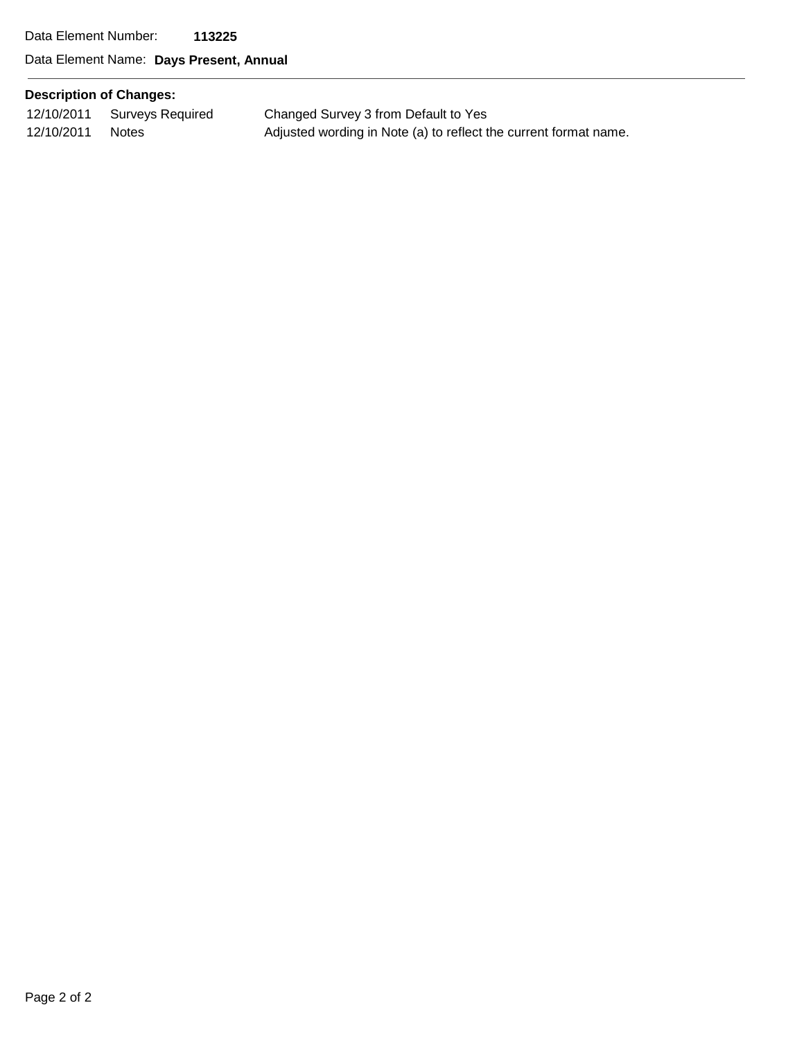Data Element Number: **113225**

Data Element Name: **Days Present, Annual**

---

**Description of Changes:**

| | | |
|---|---|---|
| 12/10/2011 | Surveys Required | Changed Survey 3 from Default to Yes |
| 12/10/2011 | Notes | Adjusted wording in Note (a) to reflect the current format name. |